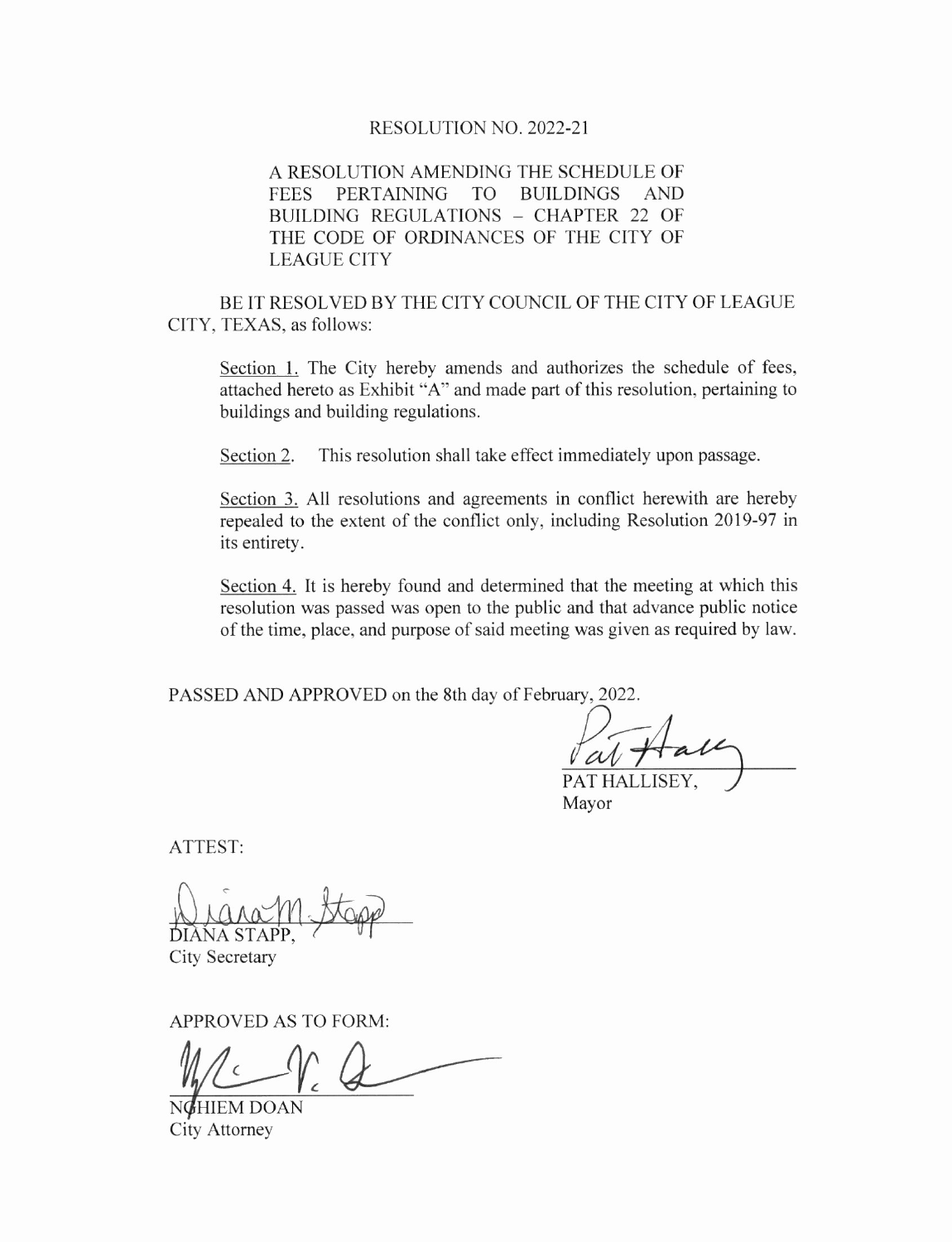# RESOLUTION NO. 2022-21

A RESOLUTION AMENDING THE SCHEDULE OF FEES PERTAINING TO BUILDINGS AND BUILDING REGULATIONS – CHAPTER 22 OF THE CODE OF ORDINANCES OF THE CITY OF LEAGUE CITY

BE IT RESOLVED BY THE CITY COUNCIL OF THE CITY OF LEAGUE CITY, TEXAS, as follows:

Section 1. The City hereby amends and authorizes the schedule of fees, attached hereto as Exhibit "A" and made part of this resolution, pertaining to buildings and building regulations.

Section 2. This resolution shall take effect immediately upon passage.

Section 3. All resolutions and agreements in conflict herewith are hereby repealed to the extent of the conflict only, including Resolution 2019-97 in its entirety.

Section 4. It is hereby found and determined that the meeting at which this resolution was passed was open to the public and that advance public notice of the time, place, and purpose of said meeting was given as required by law.

PASSED AND APPROVED on the 8th day of February, 2022.

PAT HALLISEY,
Mayor

ATTEST:

DIANA STAPP,
City Secretary

APPROVED AS TO FORM:

NGHIEM DOAN
City Attorney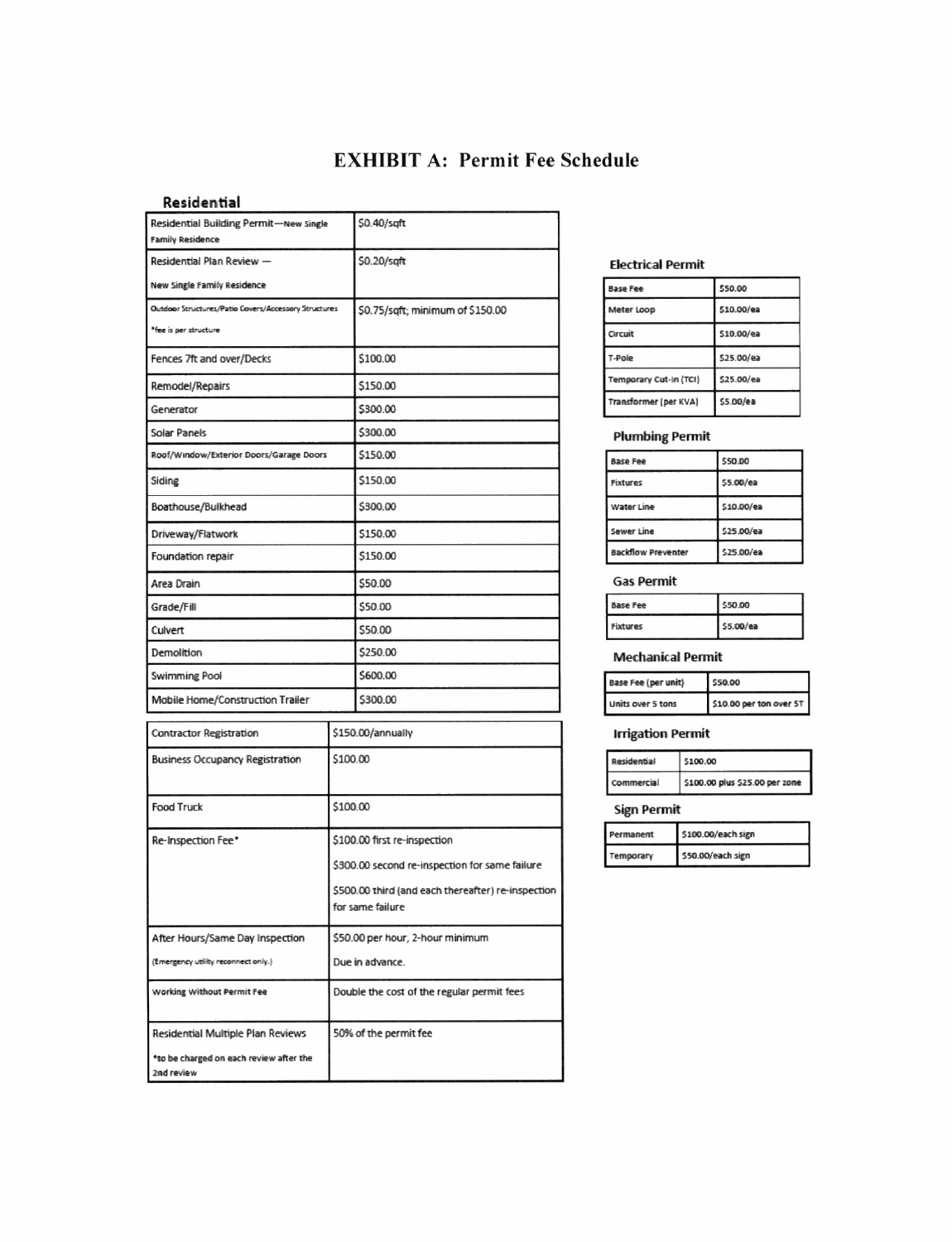# EXHIBIT A: Permit Fee Schedule

## Residential

| Residential Building Permit—New Single Family Residence | $0.40/sqft |
|---|---|
| Residential Plan Review — New Single Family Residence | $0.20/sqft |
| Outdoor Structures/Patio Covers/Accessory Structures *fee is per structure | $0.75/sqft; minimum of $150.00 |
| Fences 7ft and over/Decks | $100.00 |
| Remodel/Repairs | $150.00 |
| Generator | $300.00 |
| Solar Panels | $300.00 |
| Roof/Window/Exterior Doors/Garage Doors | $150.00 |
| Siding | $150.00 |
| Boathouse/Bulkhead | $300.00 |
| Driveway/Flatwork | $150.00 |
| Foundation repair | $150.00 |
| Area Drain | $50.00 |
| Grade/Fill | $50.00 |
| Culvert | $50.00 |
| Demolition | $250.00 |
| Swimming Pool | $600.00 |
| Mobile Home/Construction Trailer | $300.00 |

| Contractor Registration | $150.00/annually |
|---|---|
| Business Occupancy Registration | $100.00 |
| Food Truck | $100.00 |
| Re-Inspection Fee* | $100.00 first re-inspection<br>$300.00 second re-inspection for same failure<br>$500.00 third (and each thereafter) re-inspection for same failure |
| After Hours/Same Day Inspection (Emergency utility reconnect only.) | $50.00 per hour, 2-hour minimum<br>Due in advance. |
| Working Without Permit Fee | Double the cost of the regular permit fees |
| Residential Multiple Plan Reviews *to be charged on each review after the 2nd review | 50% of the permit fee |

### Electrical Permit

| Base Fee | $50.00 |
|---|---|
| Meter Loop | $10.00/ea |
| Circuit | $10.00/ea |
| T-Pole | $25.00/ea |
| Temporary Cut-in (TCI) | $25.00/ea |
| Transformer (per KVA) | $5.00/ea |

### Plumbing Permit

| Base Fee | $50.00 |
|---|---|
| Fixtures | $5.00/ea |
| Water Line | $10.00/ea |
| Sewer Line | $25.00/ea |
| Backflow Preventer | $25.00/ea |

### Gas Permit

| Base Fee | $50.00 |
|---|---|
| Fixtures | $5.00/ea |

### Mechanical Permit

| Base Fee (per unit) | $50.00 |
|---|---|
| Units over 5 tons | $10.00 per ton over 5T |

### Irrigation Permit

| Residential | $100.00 |
|---|---|
| Commercial | $100.00 plus $25.00 per zone |

### Sign Permit

| Permanent | $100.00/each sign |
|---|---|
| Temporary | $50.00/each sign |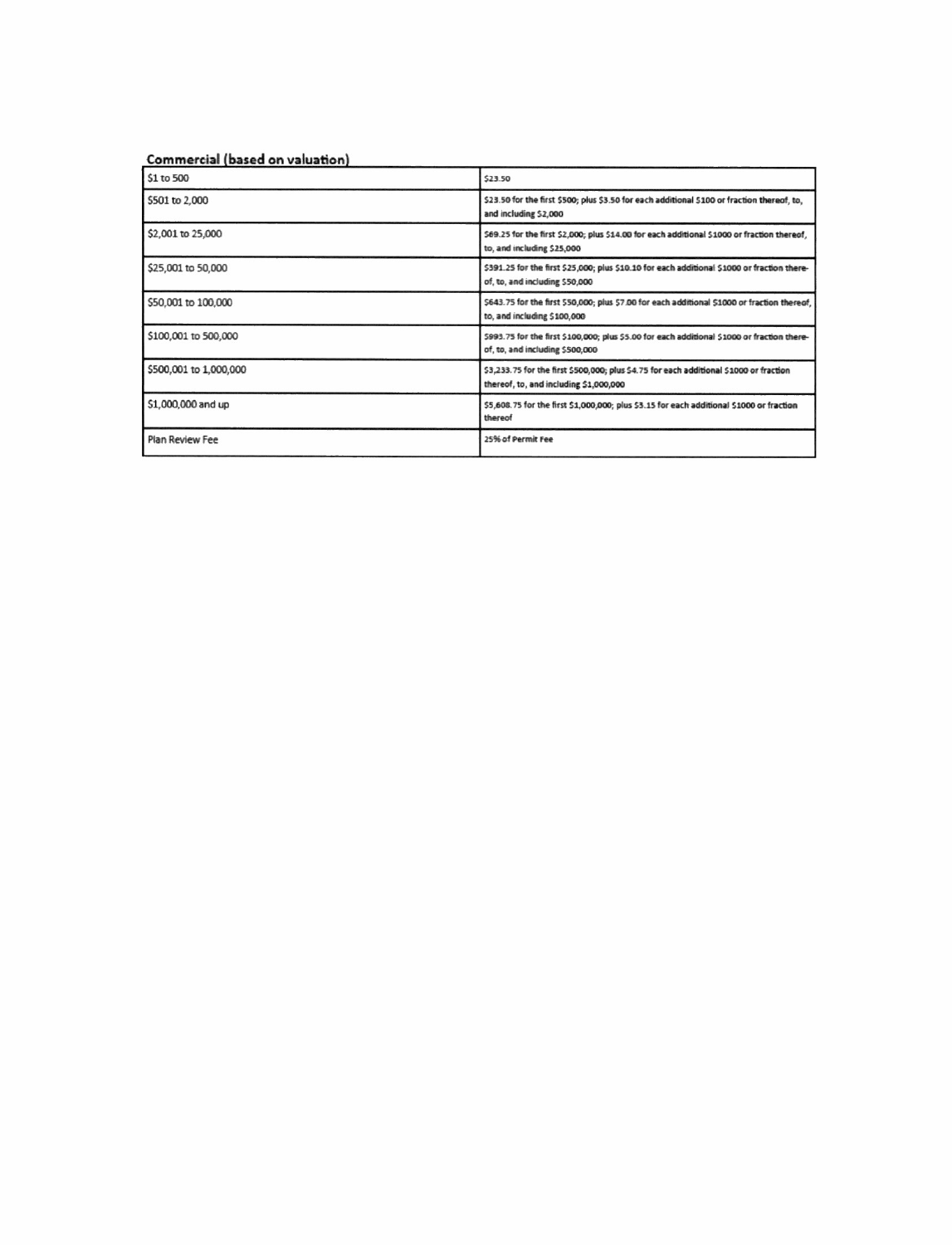**Commercial (based on valuation)**

| | |
|---|---|
| $1 to 500 | $23.50 |
| $501 to 2,000 | $23.50 for the first $500; plus $3.50 for each additional $100 or fraction thereof, to, and including $2,000 |
| $2,001 to 25,000 | $69.25 for the first $2,000; plus $14.00 for each additional $1000 or fraction thereof, to, and including $25,000 |
| $25,001 to 50,000 | $391.25 for the first $25,000; plus $10.10 for each additional $1000 or fraction there-of, to, and including $50,000 |
| $50,001 to 100,000 | $643.75 for the first $50,000; plus $7.00 for each additional $1000 or fraction thereof, to, and including $100,000 |
| $100,001 to 500,000 | $993.75 for the first $100,000; plus $5.00 for each additional $1000 or fraction there-of, to, and including $500,000 |
| $500,001 to 1,000,000 | $3,233.75 for the first $500,000; plus $4.75 for each additional $1000 or fraction thereof, to, and including $1,000,000 |
| $1,000,000 and up | $5,608.75 for the first $1,000,000; plus $3.15 for each additional $1000 or fraction thereof |
| Plan Review Fee | 25% of Permit Fee |